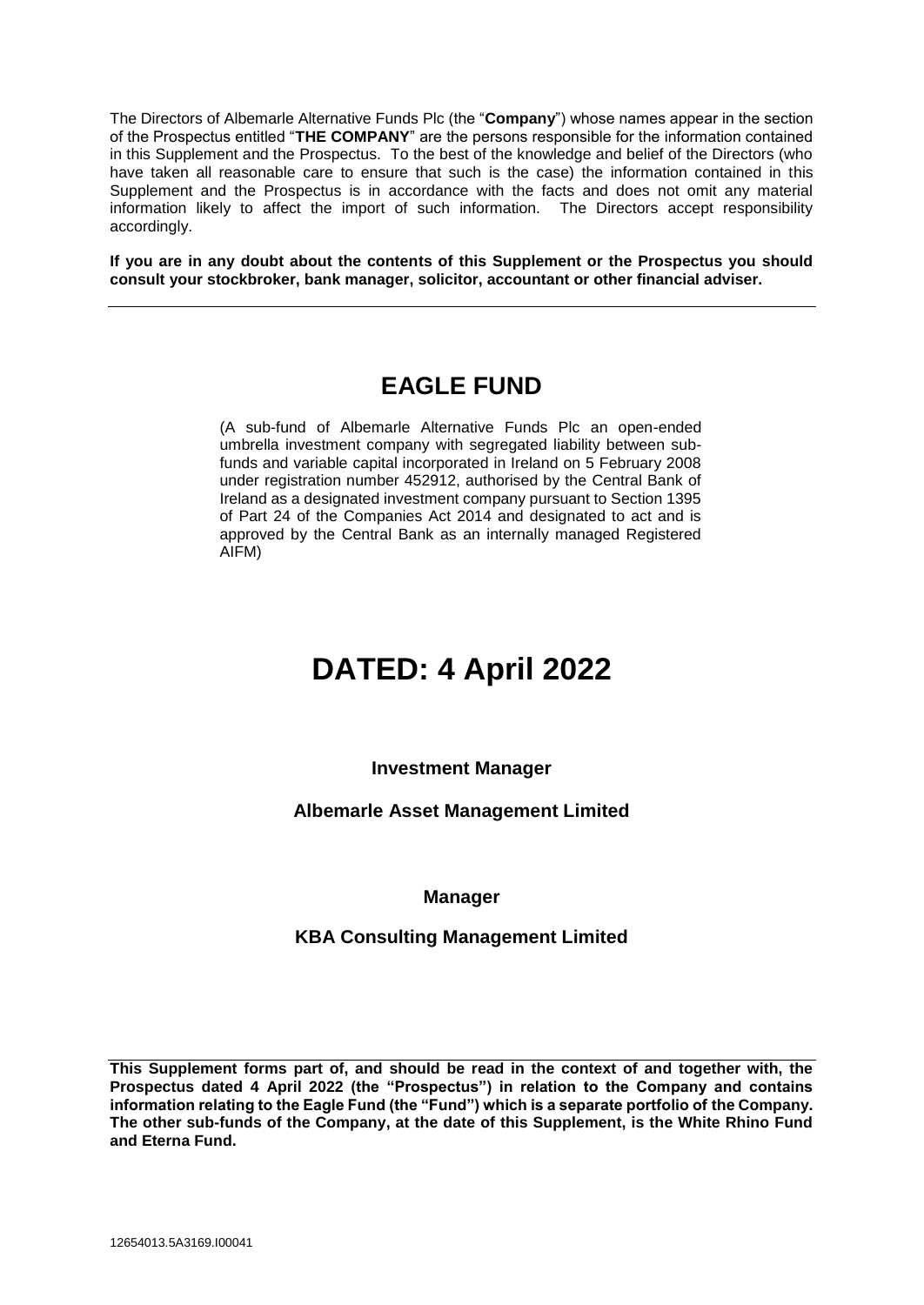The Directors of Albemarle Alternative Funds Plc (the "**Company**") whose names appear in the section of the Prospectus entitled "**THE COMPANY**" are the persons responsible for the information contained in this Supplement and the Prospectus. To the best of the knowledge and belief of the Directors (who have taken all reasonable care to ensure that such is the case) the information contained in this Supplement and the Prospectus is in accordance with the facts and does not omit any material information likely to affect the import of such information. The Directors accept responsibility accordingly.

**If you are in any doubt about the contents of this Supplement or the Prospectus you should consult your stockbroker, bank manager, solicitor, accountant or other financial adviser.**

---

# EAGLE FUND

(A sub-fund of Albemarle Alternative Funds Plc an open-ended umbrella investment company with segregated liability between sub-funds and variable capital incorporated in Ireland on 5 February 2008 under registration number 452912, authorised by the Central Bank of Ireland as a designated investment company pursuant to Section 1395 of Part 24 of the Companies Act 2014 and designated to act and is approved by the Central Bank as an internally managed Registered AIFM)

# DATED: 4 April 2022

**Investment Manager**

**Albemarle Asset Management Limited**

**Manager**

**KBA Consulting Management Limited**

---

**This Supplement forms part of, and should be read in the context of and together with, the Prospectus dated 4 April 2022 (the "Prospectus") in relation to the Company and contains information relating to the Eagle Fund (the "Fund") which is a separate portfolio of the Company. The other sub-funds of the Company, at the date of this Supplement, is the White Rhino Fund and Eterna Fund.**

12654013.5A3169.I00041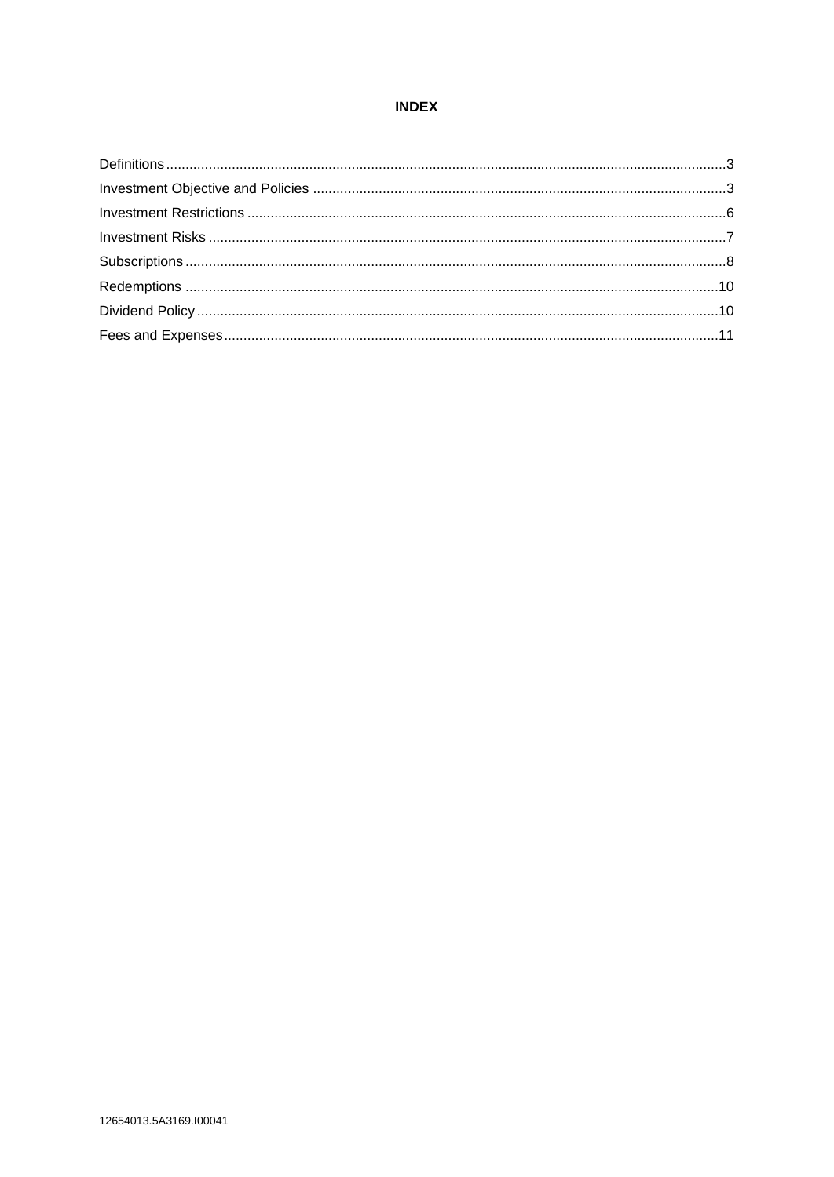# INDEX

| | |
|---|---|
| Definitions | 3 |
| Investment Objective and Policies | 3 |
| Investment Restrictions | 6 |
| Investment Risks | 7 |
| Subscriptions | 8 |
| Redemptions | 10 |
| Dividend Policy | 10 |
| Fees and Expenses | 11 |

12654013.5A3169.I00041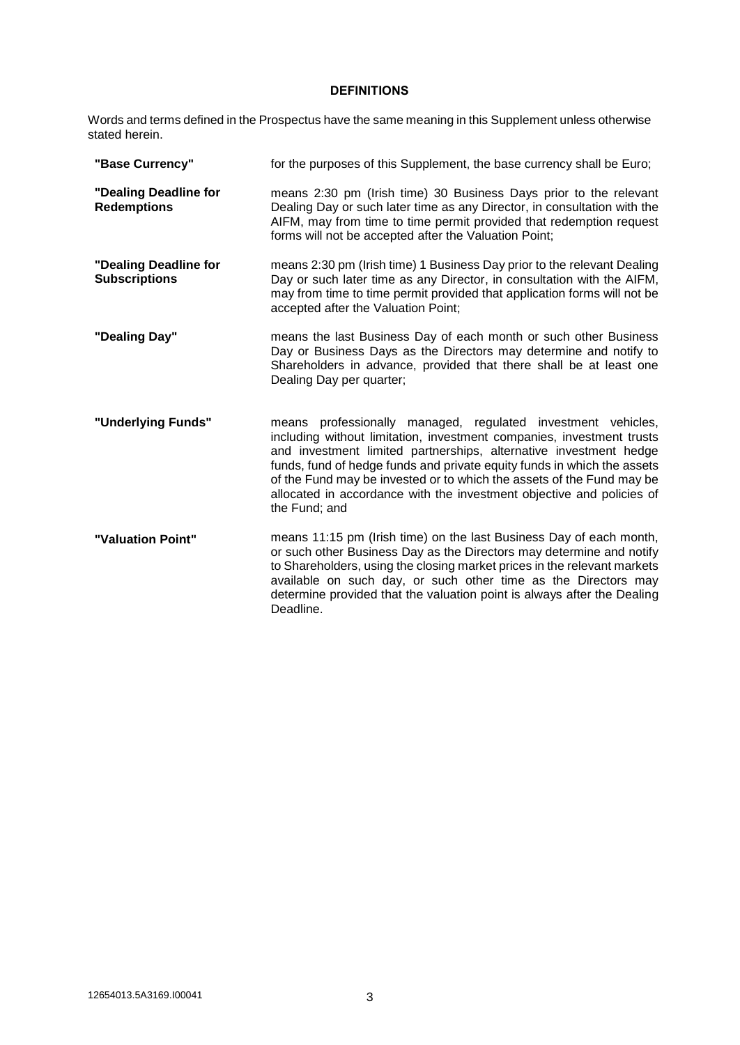## DEFINITIONS

Words and terms defined in the Prospectus have the same meaning in this Supplement unless otherwise stated herein.

| | |
|---|---|
| **"Base Currency"** | for the purposes of this Supplement, the base currency shall be Euro; |
| **"Dealing Deadline for Redemptions** | means 2:30 pm (Irish time) 30 Business Days prior to the relevant Dealing Day or such later time as any Director, in consultation with the AIFM, may from time to time permit provided that redemption request forms will not be accepted after the Valuation Point; |
| **"Dealing Deadline for Subscriptions** | means 2:30 pm (Irish time) 1 Business Day prior to the relevant Dealing Day or such later time as any Director, in consultation with the AIFM, may from time to time permit provided that application forms will not be accepted after the Valuation Point; |
| **"Dealing Day"** | means the last Business Day of each month or such other Business Day or Business Days as the Directors may determine and notify to Shareholders in advance, provided that there shall be at least one Dealing Day per quarter; |
| **"Underlying Funds"** | means professionally managed, regulated investment vehicles, including without limitation, investment companies, investment trusts and investment limited partnerships, alternative investment hedge funds, fund of hedge funds and private equity funds in which the assets of the Fund may be invested or to which the assets of the Fund may be allocated in accordance with the investment objective and policies of the Fund; and |
| **"Valuation Point"** | means 11:15 pm (Irish time) on the last Business Day of each month, or such other Business Day as the Directors may determine and notify to Shareholders, using the closing market prices in the relevant markets available on such day, or such other time as the Directors may determine provided that the valuation point is always after the Dealing Deadline. |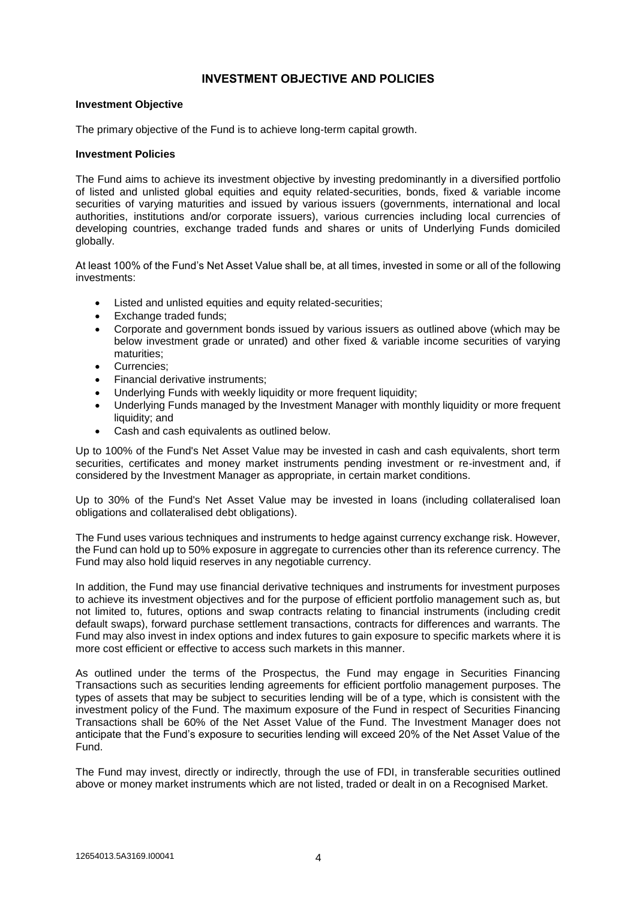## INVESTMENT OBJECTIVE AND POLICIES

**Investment Objective**

The primary objective of the Fund is to achieve long-term capital growth.

**Investment Policies**

The Fund aims to achieve its investment objective by investing predominantly in a diversified portfolio of listed and unlisted global equities and equity related-securities, bonds, fixed & variable income securities of varying maturities and issued by various issuers (governments, international and local authorities, institutions and/or corporate issuers), various currencies including local currencies of developing countries, exchange traded funds and shares or units of Underlying Funds domiciled globally.

At least 100% of the Fund's Net Asset Value shall be, at all times, invested in some or all of the following investments:

- Listed and unlisted equities and equity related-securities;
- Exchange traded funds;
- Corporate and government bonds issued by various issuers as outlined above (which may be below investment grade or unrated) and other fixed & variable income securities of varying maturities;
- Currencies;
- Financial derivative instruments;
- Underlying Funds with weekly liquidity or more frequent liquidity;
- Underlying Funds managed by the Investment Manager with monthly liquidity or more frequent liquidity; and
- Cash and cash equivalents as outlined below.

Up to 100% of the Fund's Net Asset Value may be invested in cash and cash equivalents, short term securities, certificates and money market instruments pending investment or re-investment and, if considered by the Investment Manager as appropriate, in certain market conditions.

Up to 30% of the Fund's Net Asset Value may be invested in loans (including collateralised loan obligations and collateralised debt obligations).

The Fund uses various techniques and instruments to hedge against currency exchange risk. However, the Fund can hold up to 50% exposure in aggregate to currencies other than its reference currency. The Fund may also hold liquid reserves in any negotiable currency.

In addition, the Fund may use financial derivative techniques and instruments for investment purposes to achieve its investment objectives and for the purpose of efficient portfolio management such as, but not limited to, futures, options and swap contracts relating to financial instruments (including credit default swaps), forward purchase settlement transactions, contracts for differences and warrants. The Fund may also invest in index options and index futures to gain exposure to specific markets where it is more cost efficient or effective to access such markets in this manner.

As outlined under the terms of the Prospectus, the Fund may engage in Securities Financing Transactions such as securities lending agreements for efficient portfolio management purposes. The types of assets that may be subject to securities lending will be of a type, which is consistent with the investment policy of the Fund. The maximum exposure of the Fund in respect of Securities Financing Transactions shall be 60% of the Net Asset Value of the Fund. The Investment Manager does not anticipate that the Fund's exposure to securities lending will exceed 20% of the Net Asset Value of the Fund.

The Fund may invest, directly or indirectly, through the use of FDI, in transferable securities outlined above or money market instruments which are not listed, traded or dealt in on a Recognised Market.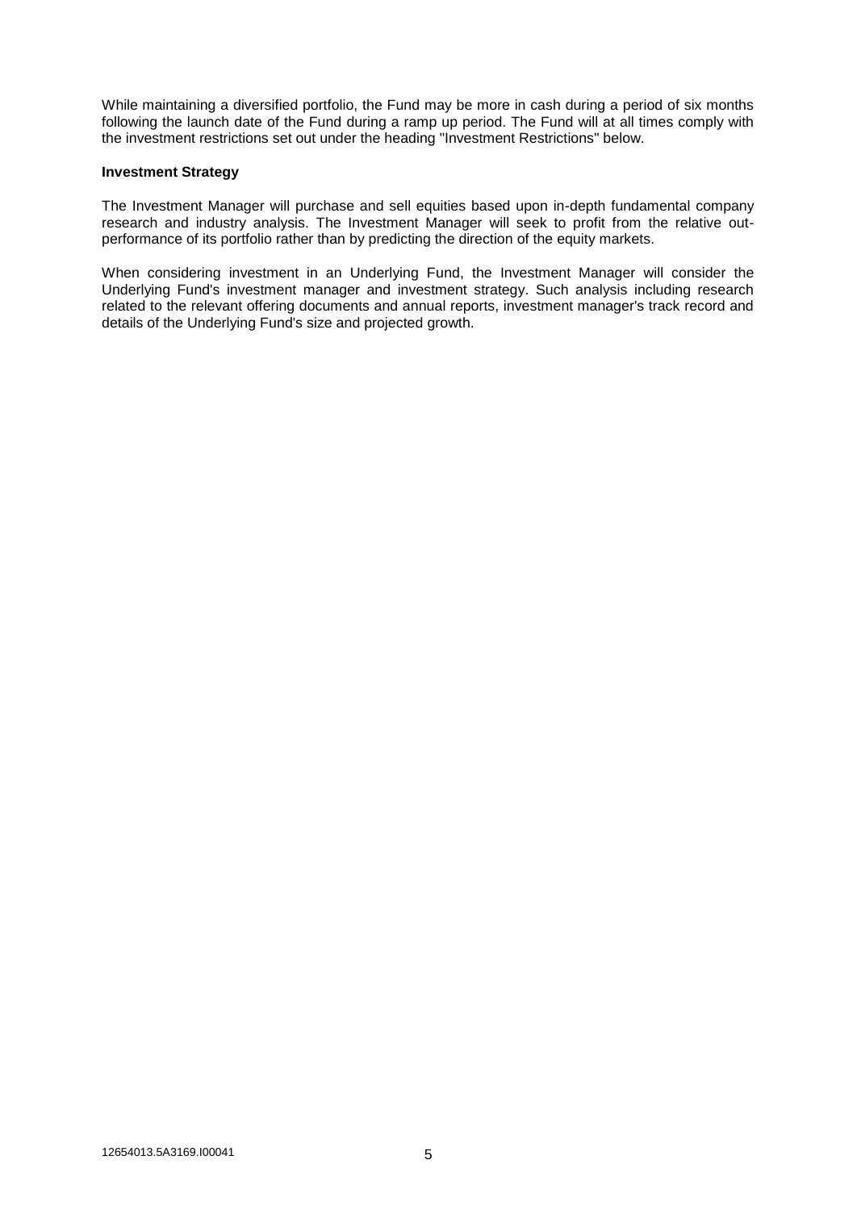While maintaining a diversified portfolio, the Fund may be more in cash during a period of six months following the launch date of the Fund during a ramp up period. The Fund will at all times comply with the investment restrictions set out under the heading "Investment Restrictions" below.

**Investment Strategy**

The Investment Manager will purchase and sell equities based upon in-depth fundamental company research and industry analysis. The Investment Manager will seek to profit from the relative out-performance of its portfolio rather than by predicting the direction of the equity markets.

When considering investment in an Underlying Fund, the Investment Manager will consider the Underlying Fund's investment manager and investment strategy. Such analysis including research related to the relevant offering documents and annual reports, investment manager's track record and details of the Underlying Fund's size and projected growth.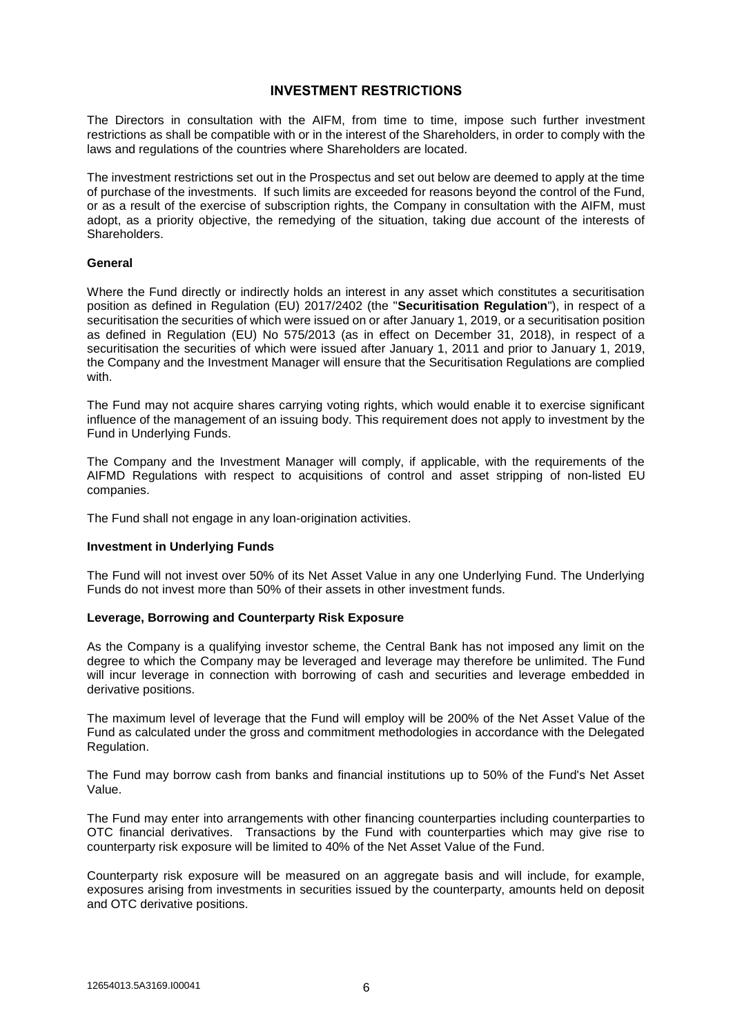## INVESTMENT RESTRICTIONS

The Directors in consultation with the AIFM, from time to time, impose such further investment restrictions as shall be compatible with or in the interest of the Shareholders, in order to comply with the laws and regulations of the countries where Shareholders are located.

The investment restrictions set out in the Prospectus and set out below are deemed to apply at the time of purchase of the investments. If such limits are exceeded for reasons beyond the control of the Fund, or as a result of the exercise of subscription rights, the Company in consultation with the AIFM, must adopt, as a priority objective, the remedying of the situation, taking due account of the interests of Shareholders.

### General

Where the Fund directly or indirectly holds an interest in any asset which constitutes a securitisation position as defined in Regulation (EU) 2017/2402 (the "**Securitisation Regulation**"), in respect of a securitisation the securities of which were issued on or after January 1, 2019, or a securitisation position as defined in Regulation (EU) No 575/2013 (as in effect on December 31, 2018), in respect of a securitisation the securities of which were issued after January 1, 2011 and prior to January 1, 2019, the Company and the Investment Manager will ensure that the Securitisation Regulations are complied with.

The Fund may not acquire shares carrying voting rights, which would enable it to exercise significant influence of the management of an issuing body. This requirement does not apply to investment by the Fund in Underlying Funds.

The Company and the Investment Manager will comply, if applicable, with the requirements of the AIFMD Regulations with respect to acquisitions of control and asset stripping of non-listed EU companies.

The Fund shall not engage in any loan-origination activities.

### Investment in Underlying Funds

The Fund will not invest over 50% of its Net Asset Value in any one Underlying Fund. The Underlying Funds do not invest more than 50% of their assets in other investment funds.

### Leverage, Borrowing and Counterparty Risk Exposure

As the Company is a qualifying investor scheme, the Central Bank has not imposed any limit on the degree to which the Company may be leveraged and leverage may therefore be unlimited. The Fund will incur leverage in connection with borrowing of cash and securities and leverage embedded in derivative positions.

The maximum level of leverage that the Fund will employ will be 200% of the Net Asset Value of the Fund as calculated under the gross and commitment methodologies in accordance with the Delegated Regulation.

The Fund may borrow cash from banks and financial institutions up to 50% of the Fund's Net Asset Value.

The Fund may enter into arrangements with other financing counterparties including counterparties to OTC financial derivatives. Transactions by the Fund with counterparties which may give rise to counterparty risk exposure will be limited to 40% of the Net Asset Value of the Fund.

Counterparty risk exposure will be measured on an aggregate basis and will include, for example, exposures arising from investments in securities issued by the counterparty, amounts held on deposit and OTC derivative positions.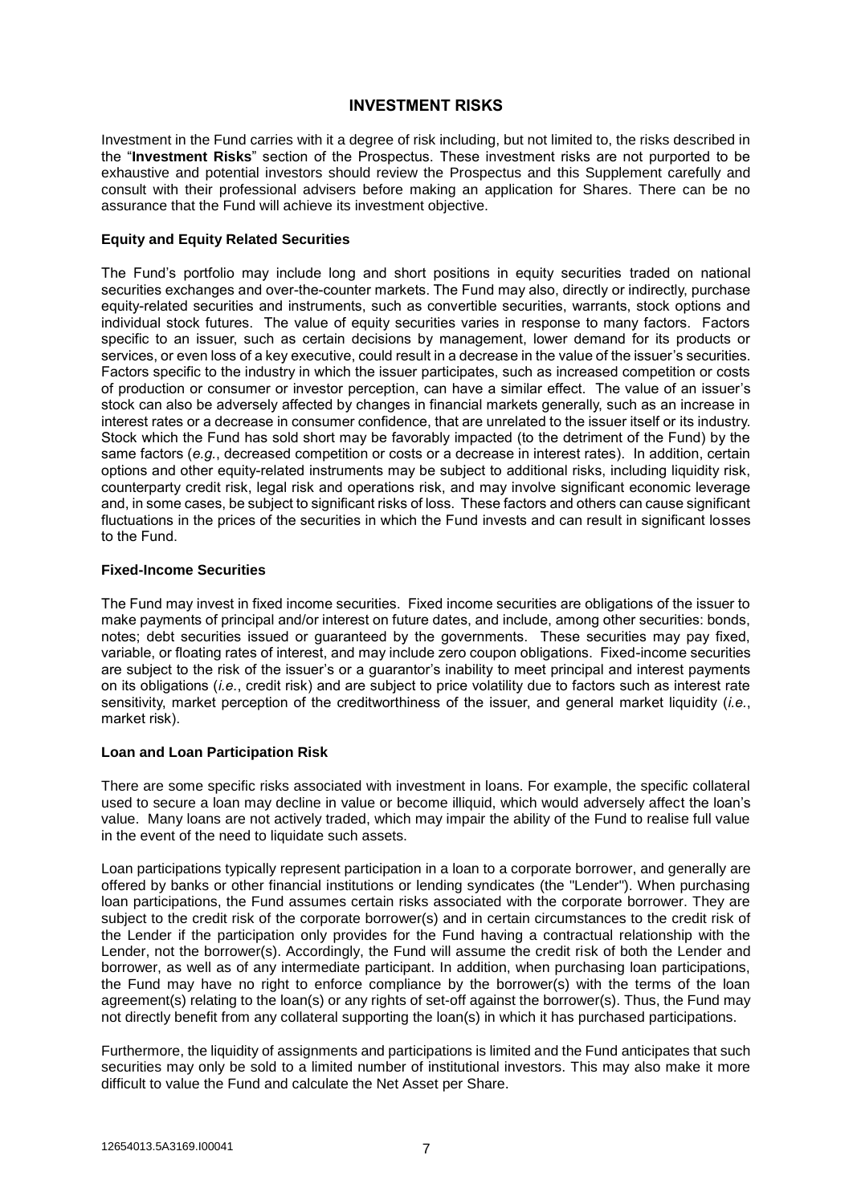# INVESTMENT RISKS

Investment in the Fund carries with it a degree of risk including, but not limited to, the risks described in the "**Investment Risks**" section of the Prospectus. These investment risks are not purported to be exhaustive and potential investors should review the Prospectus and this Supplement carefully and consult with their professional advisers before making an application for Shares. There can be no assurance that the Fund will achieve its investment objective.

### Equity and Equity Related Securities

The Fund's portfolio may include long and short positions in equity securities traded on national securities exchanges and over-the-counter markets. The Fund may also, directly or indirectly, purchase equity-related securities and instruments, such as convertible securities, warrants, stock options and individual stock futures. The value of equity securities varies in response to many factors. Factors specific to an issuer, such as certain decisions by management, lower demand for its products or services, or even loss of a key executive, could result in a decrease in the value of the issuer's securities. Factors specific to the industry in which the issuer participates, such as increased competition or costs of production or consumer or investor perception, can have a similar effect. The value of an issuer's stock can also be adversely affected by changes in financial markets generally, such as an increase in interest rates or a decrease in consumer confidence, that are unrelated to the issuer itself or its industry. Stock which the Fund has sold short may be favorably impacted (to the detriment of the Fund) by the same factors (*e.g.*, decreased competition or costs or a decrease in interest rates). In addition, certain options and other equity-related instruments may be subject to additional risks, including liquidity risk, counterparty credit risk, legal risk and operations risk, and may involve significant economic leverage and, in some cases, be subject to significant risks of loss. These factors and others can cause significant fluctuations in the prices of the securities in which the Fund invests and can result in significant losses to the Fund.

### Fixed-Income Securities

The Fund may invest in fixed income securities. Fixed income securities are obligations of the issuer to make payments of principal and/or interest on future dates, and include, among other securities: bonds, notes; debt securities issued or guaranteed by the governments. These securities may pay fixed, variable, or floating rates of interest, and may include zero coupon obligations. Fixed-income securities are subject to the risk of the issuer's or a guarantor's inability to meet principal and interest payments on its obligations (*i.e.*, credit risk) and are subject to price volatility due to factors such as interest rate sensitivity, market perception of the creditworthiness of the issuer, and general market liquidity (*i.e.*, market risk).

### Loan and Loan Participation Risk

There are some specific risks associated with investment in loans. For example, the specific collateral used to secure a loan may decline in value or become illiquid, which would adversely affect the loan's value. Many loans are not actively traded, which may impair the ability of the Fund to realise full value in the event of the need to liquidate such assets.

Loan participations typically represent participation in a loan to a corporate borrower, and generally are offered by banks or other financial institutions or lending syndicates (the "Lender"). When purchasing loan participations, the Fund assumes certain risks associated with the corporate borrower. They are subject to the credit risk of the corporate borrower(s) and in certain circumstances to the credit risk of the Lender if the participation only provides for the Fund having a contractual relationship with the Lender, not the borrower(s). Accordingly, the Fund will assume the credit risk of both the Lender and borrower, as well as of any intermediate participant. In addition, when purchasing loan participations, the Fund may have no right to enforce compliance by the borrower(s) with the terms of the loan agreement(s) relating to the loan(s) or any rights of set-off against the borrower(s). Thus, the Fund may not directly benefit from any collateral supporting the loan(s) in which it has purchased participations.

Furthermore, the liquidity of assignments and participations is limited and the Fund anticipates that such securities may only be sold to a limited number of institutional investors. This may also make it more difficult to value the Fund and calculate the Net Asset per Share.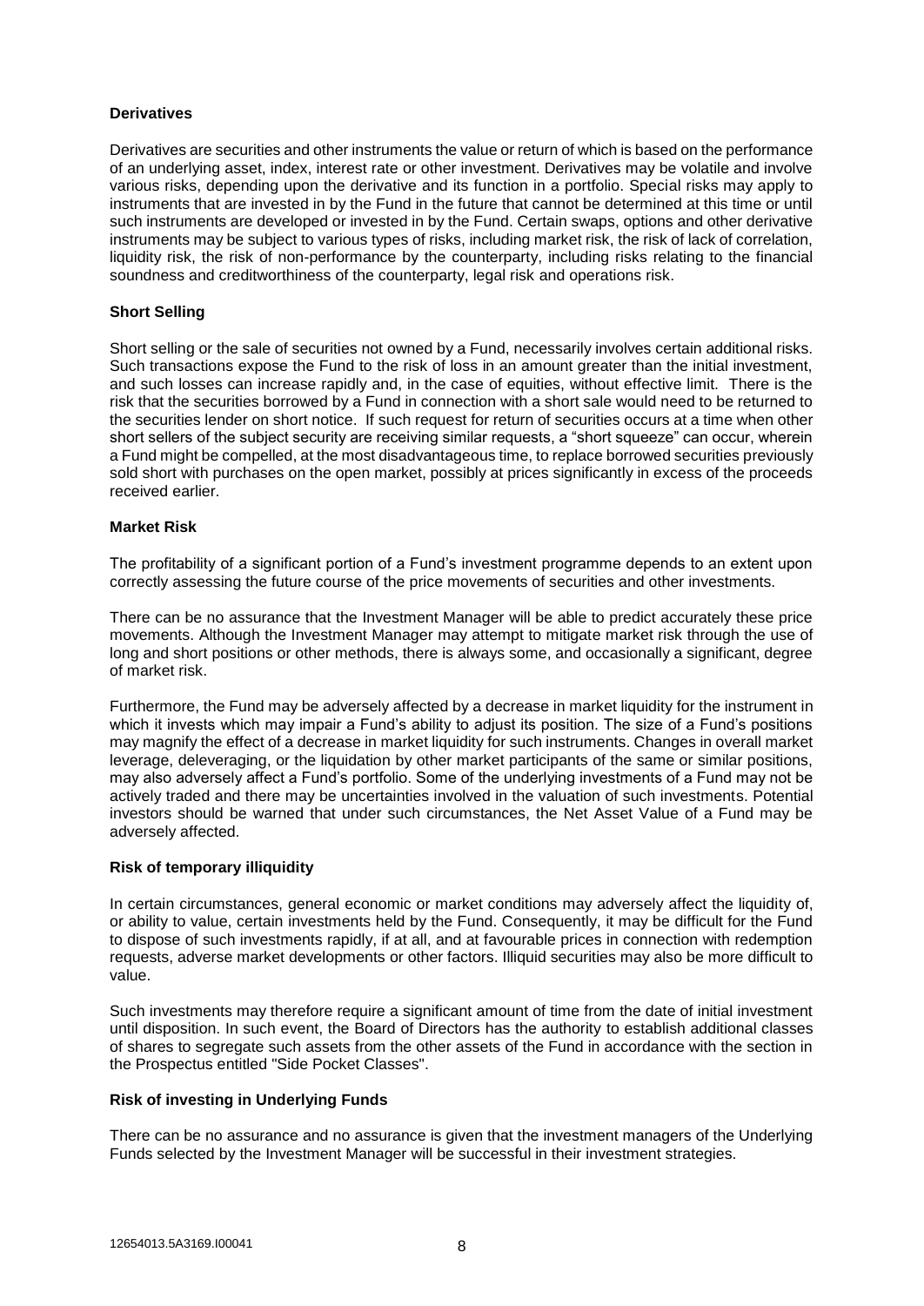**Derivatives**

Derivatives are securities and other instruments the value or return of which is based on the performance of an underlying asset, index, interest rate or other investment. Derivatives may be volatile and involve various risks, depending upon the derivative and its function in a portfolio. Special risks may apply to instruments that are invested in by the Fund in the future that cannot be determined at this time or until such instruments are developed or invested in by the Fund. Certain swaps, options and other derivative instruments may be subject to various types of risks, including market risk, the risk of lack of correlation, liquidity risk, the risk of non-performance by the counterparty, including risks relating to the financial soundness and creditworthiness of the counterparty, legal risk and operations risk.

**Short Selling**

Short selling or the sale of securities not owned by a Fund, necessarily involves certain additional risks. Such transactions expose the Fund to the risk of loss in an amount greater than the initial investment, and such losses can increase rapidly and, in the case of equities, without effective limit. There is the risk that the securities borrowed by a Fund in connection with a short sale would need to be returned to the securities lender on short notice. If such request for return of securities occurs at a time when other short sellers of the subject security are receiving similar requests, a "short squeeze" can occur, wherein a Fund might be compelled, at the most disadvantageous time, to replace borrowed securities previously sold short with purchases on the open market, possibly at prices significantly in excess of the proceeds received earlier.

**Market Risk**

The profitability of a significant portion of a Fund's investment programme depends to an extent upon correctly assessing the future course of the price movements of securities and other investments.

There can be no assurance that the Investment Manager will be able to predict accurately these price movements. Although the Investment Manager may attempt to mitigate market risk through the use of long and short positions or other methods, there is always some, and occasionally a significant, degree of market risk.

Furthermore, the Fund may be adversely affected by a decrease in market liquidity for the instrument in which it invests which may impair a Fund's ability to adjust its position. The size of a Fund's positions may magnify the effect of a decrease in market liquidity for such instruments. Changes in overall market leverage, deleveraging, or the liquidation by other market participants of the same or similar positions, may also adversely affect a Fund's portfolio. Some of the underlying investments of a Fund may not be actively traded and there may be uncertainties involved in the valuation of such investments. Potential investors should be warned that under such circumstances, the Net Asset Value of a Fund may be adversely affected.

**Risk of temporary illiquidity**

In certain circumstances, general economic or market conditions may adversely affect the liquidity of, or ability to value, certain investments held by the Fund. Consequently, it may be difficult for the Fund to dispose of such investments rapidly, if at all, and at favourable prices in connection with redemption requests, adverse market developments or other factors. Illiquid securities may also be more difficult to value.

Such investments may therefore require a significant amount of time from the date of initial investment until disposition. In such event, the Board of Directors has the authority to establish additional classes of shares to segregate such assets from the other assets of the Fund in accordance with the section in the Prospectus entitled "Side Pocket Classes".

**Risk of investing in Underlying Funds**

There can be no assurance and no assurance is given that the investment managers of the Underlying Funds selected by the Investment Manager will be successful in their investment strategies.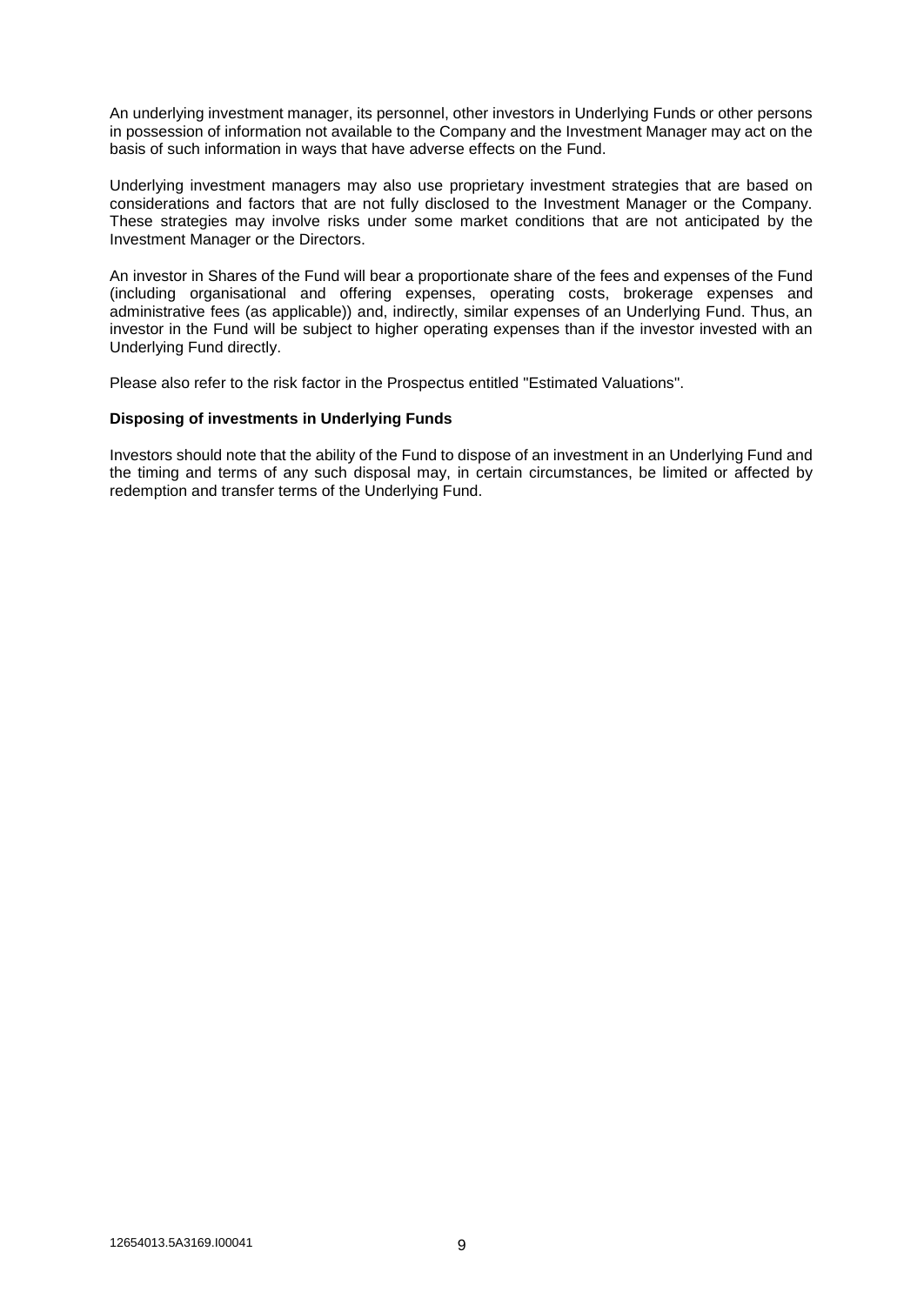An underlying investment manager, its personnel, other investors in Underlying Funds or other persons in possession of information not available to the Company and the Investment Manager may act on the basis of such information in ways that have adverse effects on the Fund.

Underlying investment managers may also use proprietary investment strategies that are based on considerations and factors that are not fully disclosed to the Investment Manager or the Company. These strategies may involve risks under some market conditions that are not anticipated by the Investment Manager or the Directors.

An investor in Shares of the Fund will bear a proportionate share of the fees and expenses of the Fund (including organisational and offering expenses, operating costs, brokerage expenses and administrative fees (as applicable)) and, indirectly, similar expenses of an Underlying Fund. Thus, an investor in the Fund will be subject to higher operating expenses than if the investor invested with an Underlying Fund directly.

Please also refer to the risk factor in the Prospectus entitled "Estimated Valuations".

**Disposing of investments in Underlying Funds**

Investors should note that the ability of the Fund to dispose of an investment in an Underlying Fund and the timing and terms of any such disposal may, in certain circumstances, be limited or affected by redemption and transfer terms of the Underlying Fund.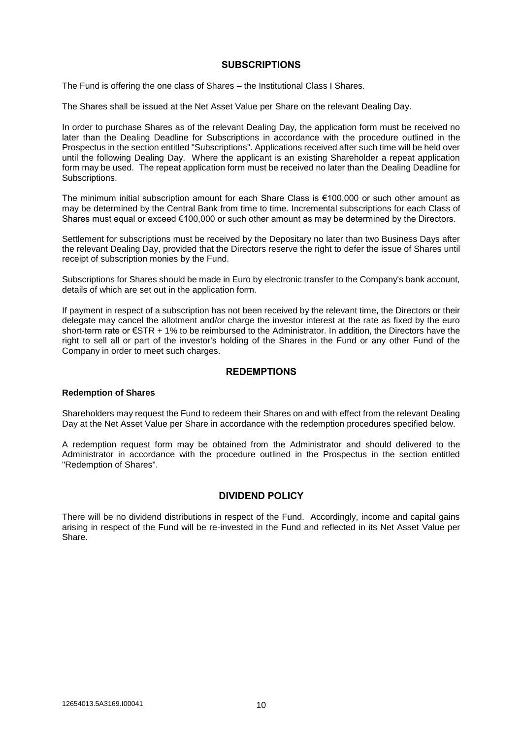## SUBSCRIPTIONS

The Fund is offering the one class of Shares – the Institutional Class I Shares.

The Shares shall be issued at the Net Asset Value per Share on the relevant Dealing Day.

In order to purchase Shares as of the relevant Dealing Day, the application form must be received no later than the Dealing Deadline for Subscriptions in accordance with the procedure outlined in the Prospectus in the section entitled "Subscriptions". Applications received after such time will be held over until the following Dealing Day. Where the applicant is an existing Shareholder a repeat application form may be used. The repeat application form must be received no later than the Dealing Deadline for Subscriptions.

The minimum initial subscription amount for each Share Class is €100,000 or such other amount as may be determined by the Central Bank from time to time. Incremental subscriptions for each Class of Shares must equal or exceed €100,000 or such other amount as may be determined by the Directors.

Settlement for subscriptions must be received by the Depositary no later than two Business Days after the relevant Dealing Day, provided that the Directors reserve the right to defer the issue of Shares until receipt of subscription monies by the Fund.

Subscriptions for Shares should be made in Euro by electronic transfer to the Company's bank account, details of which are set out in the application form.

If payment in respect of a subscription has not been received by the relevant time, the Directors or their delegate may cancel the allotment and/or charge the investor interest at the rate as fixed by the euro short-term rate or €STR + 1% to be reimbursed to the Administrator. In addition, the Directors have the right to sell all or part of the investor's holding of the Shares in the Fund or any other Fund of the Company in order to meet such charges.

## REDEMPTIONS

**Redemption of Shares**

Shareholders may request the Fund to redeem their Shares on and with effect from the relevant Dealing Day at the Net Asset Value per Share in accordance with the redemption procedures specified below.

A redemption request form may be obtained from the Administrator and should delivered to the Administrator in accordance with the procedure outlined in the Prospectus in the section entitled "Redemption of Shares".

## DIVIDEND POLICY

There will be no dividend distributions in respect of the Fund. Accordingly, income and capital gains arising in respect of the Fund will be re-invested in the Fund and reflected in its Net Asset Value per Share.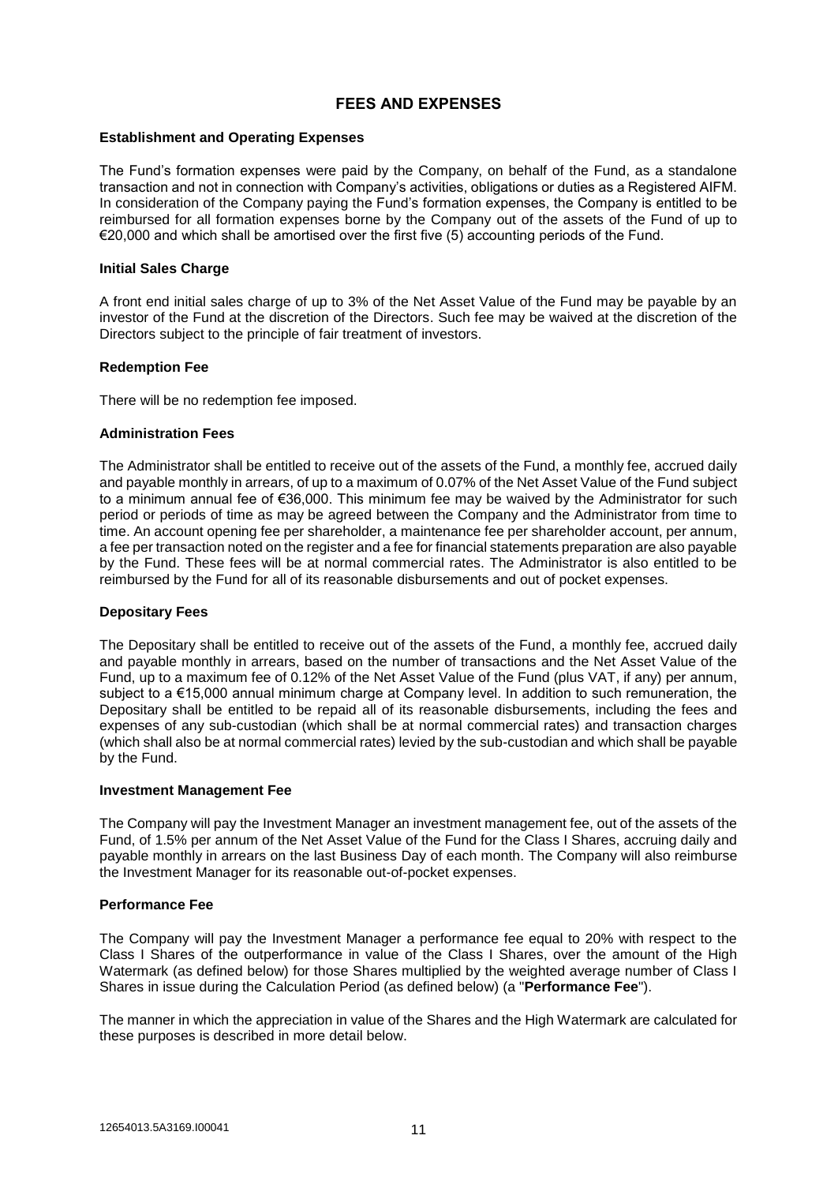## FEES AND EXPENSES

### Establishment and Operating Expenses

The Fund's formation expenses were paid by the Company, on behalf of the Fund, as a standalone transaction and not in connection with Company's activities, obligations or duties as a Registered AIFM. In consideration of the Company paying the Fund's formation expenses, the Company is entitled to be reimbursed for all formation expenses borne by the Company out of the assets of the Fund of up to €20,000 and which shall be amortised over the first five (5) accounting periods of the Fund.

### Initial Sales Charge

A front end initial sales charge of up to 3% of the Net Asset Value of the Fund may be payable by an investor of the Fund at the discretion of the Directors. Such fee may be waived at the discretion of the Directors subject to the principle of fair treatment of investors.

### Redemption Fee

There will be no redemption fee imposed.

### Administration Fees

The Administrator shall be entitled to receive out of the assets of the Fund, a monthly fee, accrued daily and payable monthly in arrears, of up to a maximum of 0.07% of the Net Asset Value of the Fund subject to a minimum annual fee of €36,000. This minimum fee may be waived by the Administrator for such period or periods of time as may be agreed between the Company and the Administrator from time to time. An account opening fee per shareholder, a maintenance fee per shareholder account, per annum, a fee per transaction noted on the register and a fee for financial statements preparation are also payable by the Fund. These fees will be at normal commercial rates. The Administrator is also entitled to be reimbursed by the Fund for all of its reasonable disbursements and out of pocket expenses.

### Depositary Fees

The Depositary shall be entitled to receive out of the assets of the Fund, a monthly fee, accrued daily and payable monthly in arrears, based on the number of transactions and the Net Asset Value of the Fund, up to a maximum fee of 0.12% of the Net Asset Value of the Fund (plus VAT, if any) per annum, subject to a €15,000 annual minimum charge at Company level. In addition to such remuneration, the Depositary shall be entitled to be repaid all of its reasonable disbursements, including the fees and expenses of any sub-custodian (which shall be at normal commercial rates) and transaction charges (which shall also be at normal commercial rates) levied by the sub-custodian and which shall be payable by the Fund.

### Investment Management Fee

The Company will pay the Investment Manager an investment management fee, out of the assets of the Fund, of 1.5% per annum of the Net Asset Value of the Fund for the Class I Shares, accruing daily and payable monthly in arrears on the last Business Day of each month. The Company will also reimburse the Investment Manager for its reasonable out-of-pocket expenses.

### Performance Fee

The Company will pay the Investment Manager a performance fee equal to 20% with respect to the Class I Shares of the outperformance in value of the Class I Shares, over the amount of the High Watermark (as defined below) for those Shares multiplied by the weighted average number of Class I Shares in issue during the Calculation Period (as defined below) (a "**Performance Fee**").

The manner in which the appreciation in value of the Shares and the High Watermark are calculated for these purposes is described in more detail below.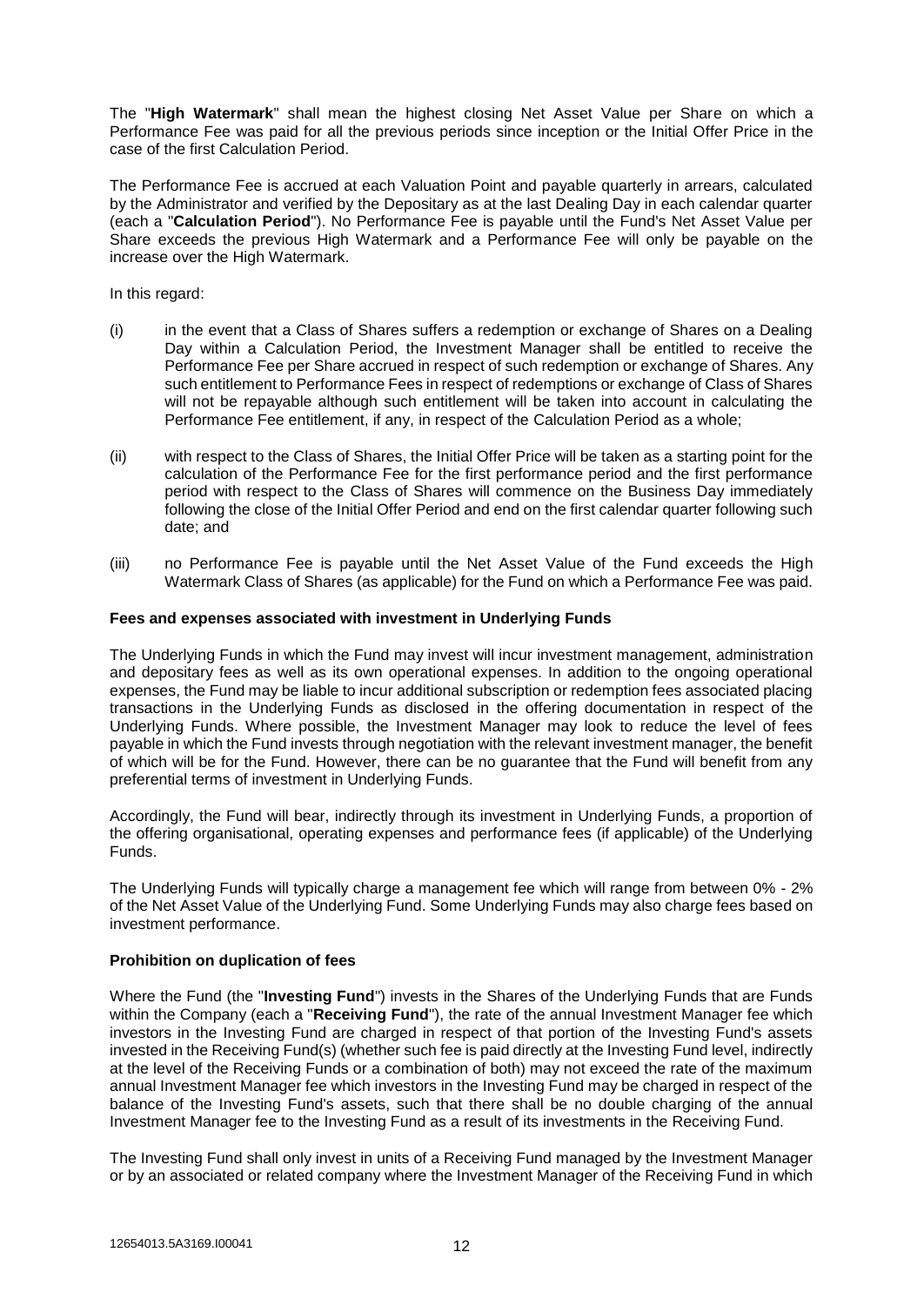The "**High Watermark**" shall mean the highest closing Net Asset Value per Share on which a Performance Fee was paid for all the previous periods since inception or the Initial Offer Price in the case of the first Calculation Period.

The Performance Fee is accrued at each Valuation Point and payable quarterly in arrears, calculated by the Administrator and verified by the Depositary as at the last Dealing Day in each calendar quarter (each a "**Calculation Period**"). No Performance Fee is payable until the Fund's Net Asset Value per Share exceeds the previous High Watermark and a Performance Fee will only be payable on the increase over the High Watermark.

In this regard:

(i) in the event that a Class of Shares suffers a redemption or exchange of Shares on a Dealing Day within a Calculation Period, the Investment Manager shall be entitled to receive the Performance Fee per Share accrued in respect of such redemption or exchange of Shares. Any such entitlement to Performance Fees in respect of redemptions or exchange of Class of Shares will not be repayable although such entitlement will be taken into account in calculating the Performance Fee entitlement, if any, in respect of the Calculation Period as a whole;

(ii) with respect to the Class of Shares, the Initial Offer Price will be taken as a starting point for the calculation of the Performance Fee for the first performance period and the first performance period with respect to the Class of Shares will commence on the Business Day immediately following the close of the Initial Offer Period and end on the first calendar quarter following such date; and

(iii) no Performance Fee is payable until the Net Asset Value of the Fund exceeds the High Watermark Class of Shares (as applicable) for the Fund on which a Performance Fee was paid.

**Fees and expenses associated with investment in Underlying Funds**

The Underlying Funds in which the Fund may invest will incur investment management, administration and depositary fees as well as its own operational expenses. In addition to the ongoing operational expenses, the Fund may be liable to incur additional subscription or redemption fees associated placing transactions in the Underlying Funds as disclosed in the offering documentation in respect of the Underlying Funds. Where possible, the Investment Manager may look to reduce the level of fees payable in which the Fund invests through negotiation with the relevant investment manager, the benefit of which will be for the Fund. However, there can be no guarantee that the Fund will benefit from any preferential terms of investment in Underlying Funds.

Accordingly, the Fund will bear, indirectly through its investment in Underlying Funds, a proportion of the offering organisational, operating expenses and performance fees (if applicable) of the Underlying Funds.

The Underlying Funds will typically charge a management fee which will range from between 0% - 2% of the Net Asset Value of the Underlying Fund. Some Underlying Funds may also charge fees based on investment performance.

**Prohibition on duplication of fees**

Where the Fund (the "**Investing Fund**") invests in the Shares of the Underlying Funds that are Funds within the Company (each a "**Receiving Fund**"), the rate of the annual Investment Manager fee which investors in the Investing Fund are charged in respect of that portion of the Investing Fund's assets invested in the Receiving Fund(s) (whether such fee is paid directly at the Investing Fund level, indirectly at the level of the Receiving Funds or a combination of both) may not exceed the rate of the maximum annual Investment Manager fee which investors in the Investing Fund may be charged in respect of the balance of the Investing Fund's assets, such that there shall be no double charging of the annual Investment Manager fee to the Investing Fund as a result of its investments in the Receiving Fund.

The Investing Fund shall only invest in units of a Receiving Fund managed by the Investment Manager or by an associated or related company where the Investment Manager of the Receiving Fund in which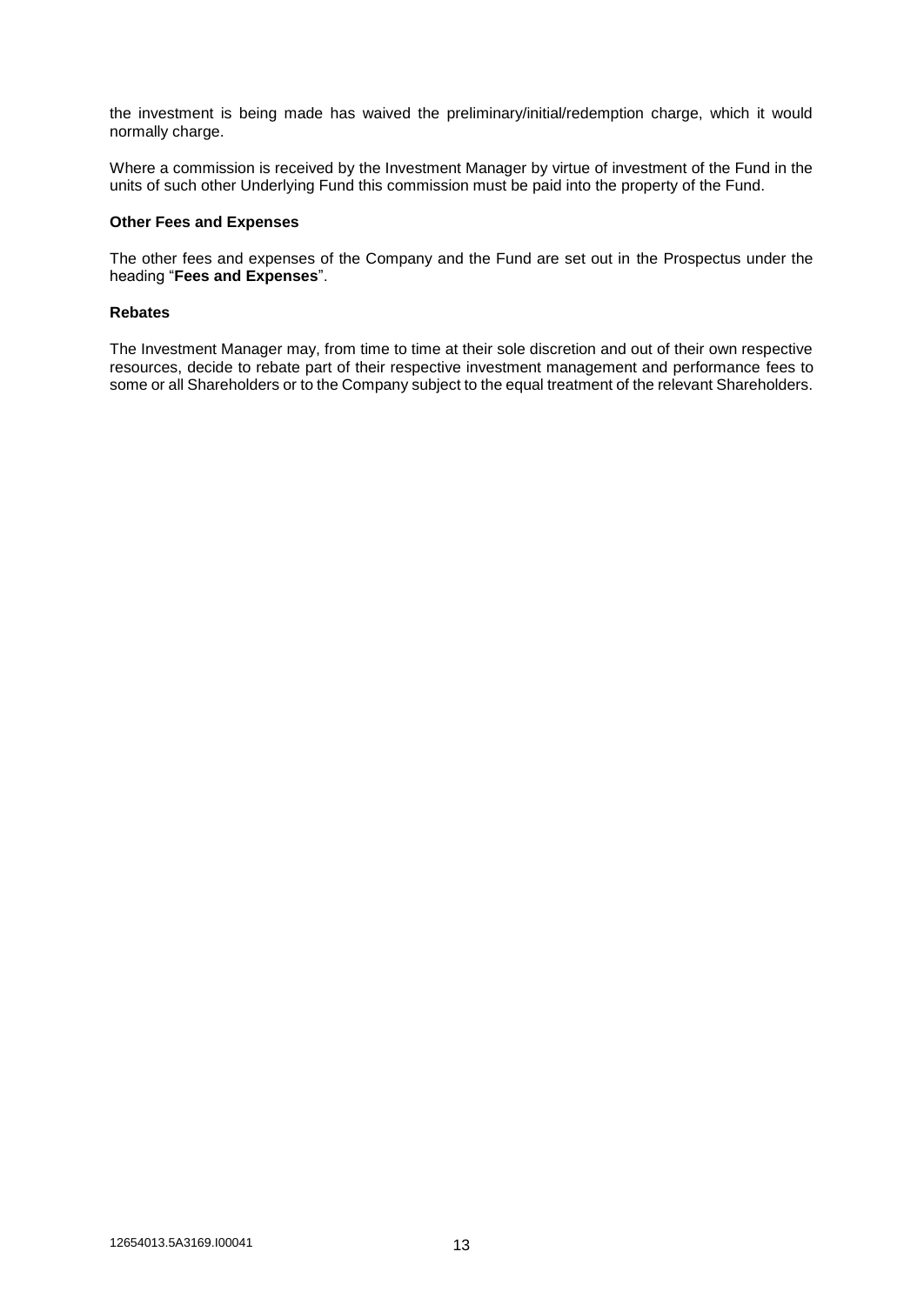the investment is being made has waived the preliminary/initial/redemption charge, which it would normally charge.

Where a commission is received by the Investment Manager by virtue of investment of the Fund in the units of such other Underlying Fund this commission must be paid into the property of the Fund.

**Other Fees and Expenses**

The other fees and expenses of the Company and the Fund are set out in the Prospectus under the heading "**Fees and Expenses**".

**Rebates**

The Investment Manager may, from time to time at their sole discretion and out of their own respective resources, decide to rebate part of their respective investment management and performance fees to some or all Shareholders or to the Company subject to the equal treatment of the relevant Shareholders.